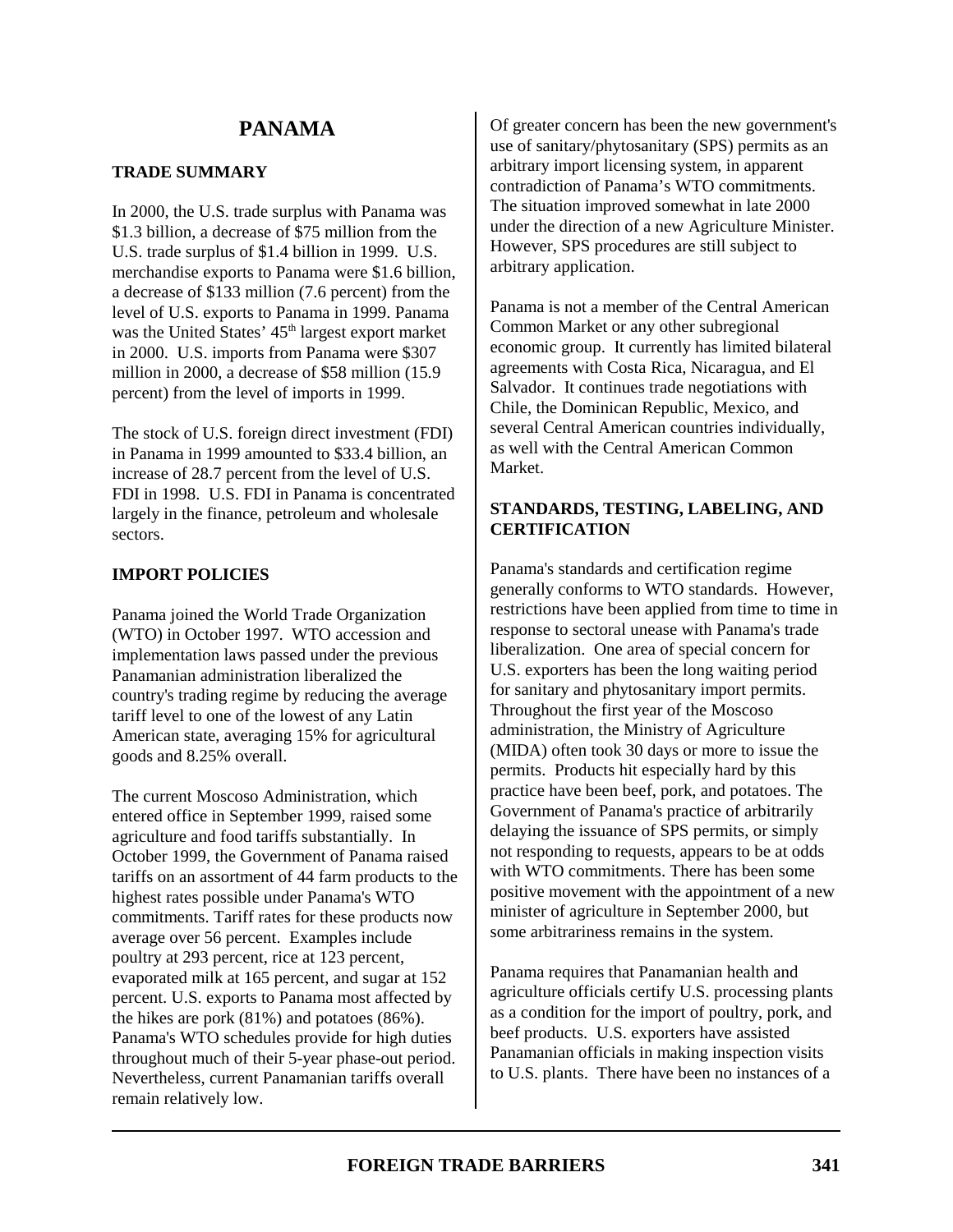# PANAMA

## TRADE SUMMARY

In 2000, the U.S. trade surplus with Panama was $1.3 billion, a decrease of $75 million from the U.S. trade surplus of $1.4 billion in 1999. U.S. merchandise exports to Panama were $1.6 billion, a decrease of $133 million (7.6 percent) from the level of U.S. exports to Panama in 1999. Panama was the United States' 45th largest export market in 2000. U.S. imports from Panama were $307 million in 2000, a decrease of $58 million (15.9 percent) from the level of imports in 1999.

The stock of U.S. foreign direct investment (FDI) in Panama in 1999 amounted to $33.4 billion, an increase of 28.7 percent from the level of U.S. FDI in 1998. U.S. FDI in Panama is concentrated largely in the finance, petroleum and wholesale sectors.

## IMPORT POLICIES

Panama joined the World Trade Organization (WTO) in October 1997. WTO accession and implementation laws passed under the previous Panamanian administration liberalized the country's trading regime by reducing the average tariff level to one of the lowest of any Latin American state, averaging 15% for agricultural goods and 8.25% overall.

The current Moscoso Administration, which entered office in September 1999, raised some agriculture and food tariffs substantially. In October 1999, the Government of Panama raised tariffs on an assortment of 44 farm products to the highest rates possible under Panama's WTO commitments. Tariff rates for these products now average over 56 percent. Examples include poultry at 293 percent, rice at 123 percent, evaporated milk at 165 percent, and sugar at 152 percent. U.S. exports to Panama most affected by the hikes are pork (81%) and potatoes (86%). Panama's WTO schedules provide for high duties throughout much of their 5-year phase-out period. Nevertheless, current Panamanian tariffs overall remain relatively low.

Of greater concern has been the new government's use of sanitary/phytosanitary (SPS) permits as an arbitrary import licensing system, in apparent contradiction of Panama's WTO commitments. The situation improved somewhat in late 2000 under the direction of a new Agriculture Minister. However, SPS procedures are still subject to arbitrary application.

Panama is not a member of the Central American Common Market or any other subregional economic group. It currently has limited bilateral agreements with Costa Rica, Nicaragua, and El Salvador. It continues trade negotiations with Chile, the Dominican Republic, Mexico, and several Central American countries individually, as well with the Central American Common Market.

## STANDARDS, TESTING, LABELING, AND CERTIFICATION

Panama's standards and certification regime generally conforms to WTO standards. However, restrictions have been applied from time to time in response to sectoral unease with Panama's trade liberalization. One area of special concern for U.S. exporters has been the long waiting period for sanitary and phytosanitary import permits. Throughout the first year of the Moscoso administration, the Ministry of Agriculture (MIDA) often took 30 days or more to issue the permits. Products hit especially hard by this practice have been beef, pork, and potatoes. The Government of Panama's practice of arbitrarily delaying the issuance of SPS permits, or simply not responding to requests, appears to be at odds with WTO commitments. There has been some positive movement with the appointment of a new minister of agriculture in September 2000, but some arbitrariness remains in the system.

Panama requires that Panamanian health and agriculture officials certify U.S. processing plants as a condition for the import of poultry, pork, and beef products. U.S. exporters have assisted Panamanian officials in making inspection visits to U.S. plants. There have been no instances of a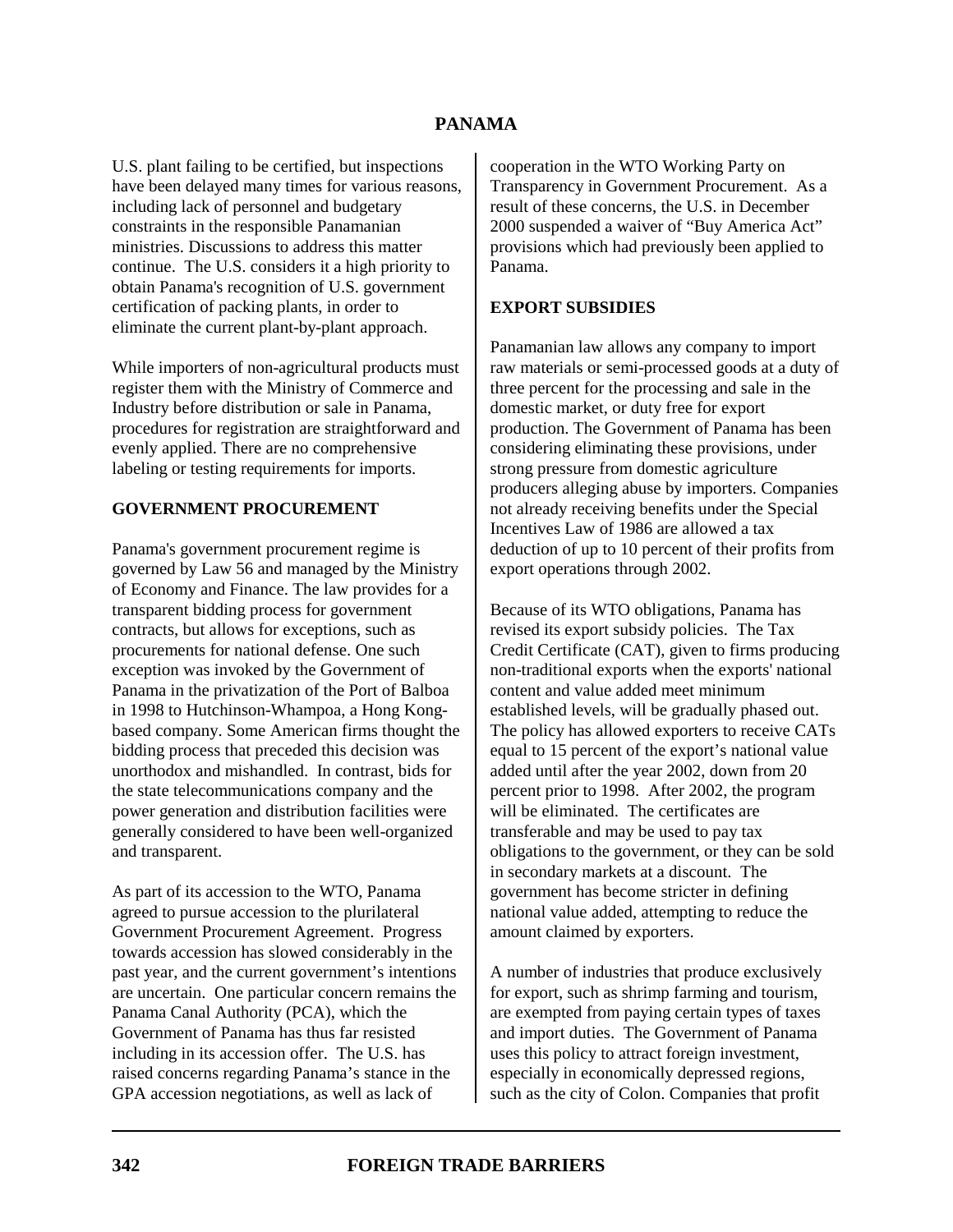U.S. plant failing to be certified, but inspections have been delayed many times for various reasons, including lack of personnel and budgetary constraints in the responsible Panamanian ministries. Discussions to address this matter continue. The U.S. considers it a high priority to obtain Panama's recognition of U.S. government certification of packing plants, in order to eliminate the current plant-by-plant approach.

While importers of non-agricultural products must register them with the Ministry of Commerce and Industry before distribution or sale in Panama, procedures for registration are straightforward and evenly applied. There are no comprehensive labeling or testing requirements for imports.

## GOVERNMENT PROCUREMENT

Panama's government procurement regime is governed by Law 56 and managed by the Ministry of Economy and Finance. The law provides for a transparent bidding process for government contracts, but allows for exceptions, such as procurements for national defense. One such exception was invoked by the Government of Panama in the privatization of the Port of Balboa in 1998 to Hutchinson-Whampoa, a Hong Kong-based company. Some American firms thought the bidding process that preceded this decision was unorthodox and mishandled. In contrast, bids for the state telecommunications company and the power generation and distribution facilities were generally considered to have been well-organized and transparent.

As part of its accession to the WTO, Panama agreed to pursue accession to the plurilateral Government Procurement Agreement. Progress towards accession has slowed considerably in the past year, and the current government's intentions are uncertain. One particular concern remains the Panama Canal Authority (PCA), which the Government of Panama has thus far resisted including in its accession offer. The U.S. has raised concerns regarding Panama's stance in the GPA accession negotiations, as well as lack of cooperation in the WTO Working Party on Transparency in Government Procurement. As a result of these concerns, the U.S. in December 2000 suspended a waiver of "Buy America Act" provisions which had previously been applied to Panama.

## EXPORT SUBSIDIES

Panamanian law allows any company to import raw materials or semi-processed goods at a duty of three percent for the processing and sale in the domestic market, or duty free for export production. The Government of Panama has been considering eliminating these provisions, under strong pressure from domestic agriculture producers alleging abuse by importers. Companies not already receiving benefits under the Special Incentives Law of 1986 are allowed a tax deduction of up to 10 percent of their profits from export operations through 2002.

Because of its WTO obligations, Panama has revised its export subsidy policies. The Tax Credit Certificate (CAT), given to firms producing non-traditional exports when the exports' national content and value added meet minimum established levels, will be gradually phased out. The policy has allowed exporters to receive CATs equal to 15 percent of the export's national value added until after the year 2002, down from 20 percent prior to 1998. After 2002, the program will be eliminated. The certificates are transferable and may be used to pay tax obligations to the government, or they can be sold in secondary markets at a discount. The government has become stricter in defining national value added, attempting to reduce the amount claimed by exporters.

A number of industries that produce exclusively for export, such as shrimp farming and tourism, are exempted from paying certain types of taxes and import duties. The Government of Panama uses this policy to attract foreign investment, especially in economically depressed regions, such as the city of Colon. Companies that profit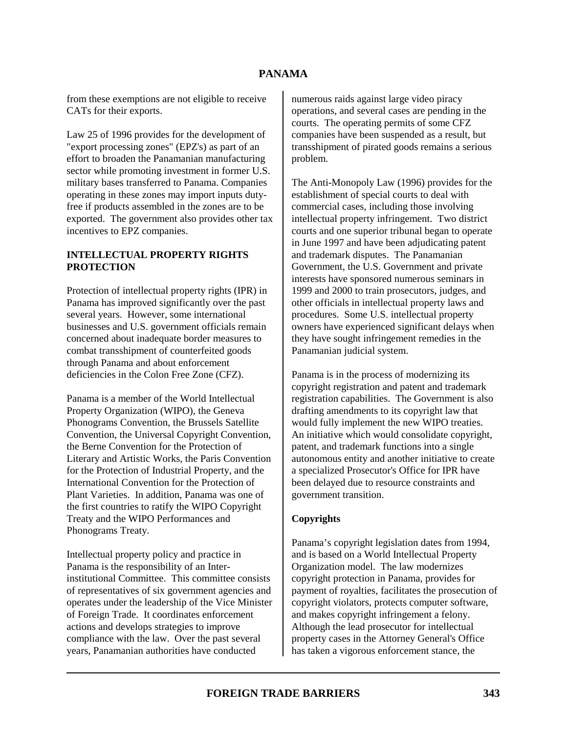from these exemptions are not eligible to receive CATs for their exports.

Law 25 of 1996 provides for the development of "export processing zones" (EPZ's) as part of an effort to broaden the Panamanian manufacturing sector while promoting investment in former U.S. military bases transferred to Panama. Companies operating in these zones may import inputs duty-free if products assembled in the zones are to be exported. The government also provides other tax incentives to EPZ companies.

## INTELLECTUAL PROPERTY RIGHTS PROTECTION

Protection of intellectual property rights (IPR) in Panama has improved significantly over the past several years. However, some international businesses and U.S. government officials remain concerned about inadequate border measures to combat transshipment of counterfeited goods through Panama and about enforcement deficiencies in the Colon Free Zone (CFZ).

Panama is a member of the World Intellectual Property Organization (WIPO), the Geneva Phonograms Convention, the Brussels Satellite Convention, the Universal Copyright Convention, the Berne Convention for the Protection of Literary and Artistic Works, the Paris Convention for the Protection of Industrial Property, and the International Convention for the Protection of Plant Varieties. In addition, Panama was one of the first countries to ratify the WIPO Copyright Treaty and the WIPO Performances and Phonograms Treaty.

Intellectual property policy and practice in Panama is the responsibility of an Inter-institutional Committee. This committee consists of representatives of six government agencies and operates under the leadership of the Vice Minister of Foreign Trade. It coordinates enforcement actions and develops strategies to improve compliance with the law. Over the past several years, Panamanian authorities have conducted numerous raids against large video piracy operations, and several cases are pending in the courts. The operating permits of some CFZ companies have been suspended as a result, but transshipment of pirated goods remains a serious problem.

The Anti-Monopoly Law (1996) provides for the establishment of special courts to deal with commercial cases, including those involving intellectual property infringement. Two district courts and one superior tribunal began to operate in June 1997 and have been adjudicating patent and trademark disputes. The Panamanian Government, the U.S. Government and private interests have sponsored numerous seminars in 1999 and 2000 to train prosecutors, judges, and other officials in intellectual property laws and procedures. Some U.S. intellectual property owners have experienced significant delays when they have sought infringement remedies in the Panamanian judicial system.

Panama is in the process of modernizing its copyright registration and patent and trademark registration capabilities. The Government is also drafting amendments to its copyright law that would fully implement the new WIPO treaties. An initiative which would consolidate copyright, patent, and trademark functions into a single autonomous entity and another initiative to create a specialized Prosecutor's Office for IPR have been delayed due to resource constraints and government transition.

### Copyrights

Panama's copyright legislation dates from 1994, and is based on a World Intellectual Property Organization model. The law modernizes copyright protection in Panama, provides for payment of royalties, facilitates the prosecution of copyright violators, protects computer software, and makes copyright infringement a felony. Although the lead prosecutor for intellectual property cases in the Attorney General's Office has taken a vigorous enforcement stance, the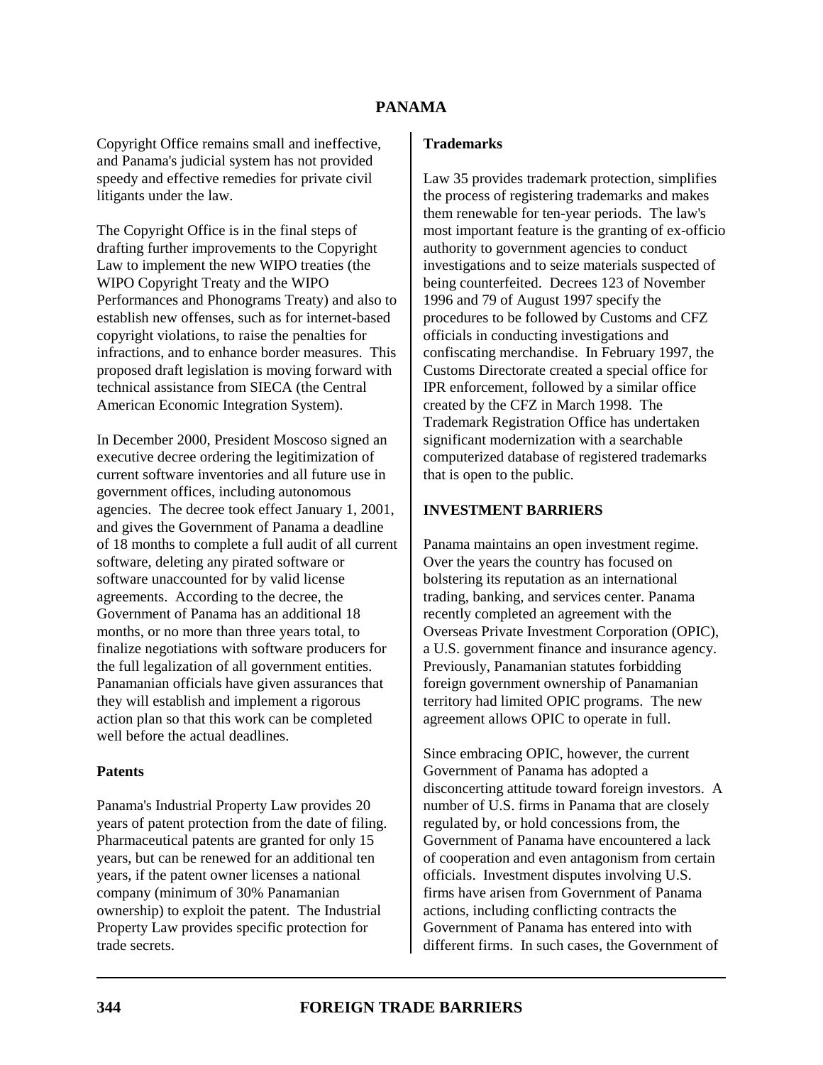Copyright Office remains small and ineffective, and Panama's judicial system has not provided speedy and effective remedies for private civil litigants under the law.

The Copyright Office is in the final steps of drafting further improvements to the Copyright Law to implement the new WIPO treaties (the WIPO Copyright Treaty and the WIPO Performances and Phonograms Treaty) and also to establish new offenses, such as for internet-based copyright violations, to raise the penalties for infractions, and to enhance border measures. This proposed draft legislation is moving forward with technical assistance from SIECA (the Central American Economic Integration System).

In December 2000, President Moscoso signed an executive decree ordering the legitimization of current software inventories and all future use in government offices, including autonomous agencies. The decree took effect January 1, 2001, and gives the Government of Panama a deadline of 18 months to complete a full audit of all current software, deleting any pirated software or software unaccounted for by valid license agreements. According to the decree, the Government of Panama has an additional 18 months, or no more than three years total, to finalize negotiations with software producers for the full legalization of all government entities. Panamanian officials have given assurances that they will establish and implement a rigorous action plan so that this work can be completed well before the actual deadlines.

### Patents

Panama's Industrial Property Law provides 20 years of patent protection from the date of filing. Pharmaceutical patents are granted for only 15 years, but can be renewed for an additional ten years, if the patent owner licenses a national company (minimum of 30% Panamanian ownership) to exploit the patent. The Industrial Property Law provides specific protection for trade secrets.

### Trademarks

Law 35 provides trademark protection, simplifies the process of registering trademarks and makes them renewable for ten-year periods. The law's most important feature is the granting of ex-officio authority to government agencies to conduct investigations and to seize materials suspected of being counterfeited. Decrees 123 of November 1996 and 79 of August 1997 specify the procedures to be followed by Customs and CFZ officials in conducting investigations and confiscating merchandise. In February 1997, the Customs Directorate created a special office for IPR enforcement, followed by a similar office created by the CFZ in March 1998. The Trademark Registration Office has undertaken significant modernization with a searchable computerized database of registered trademarks that is open to the public.

## INVESTMENT BARRIERS

Panama maintains an open investment regime. Over the years the country has focused on bolstering its reputation as an international trading, banking, and services center. Panama recently completed an agreement with the Overseas Private Investment Corporation (OPIC), a U.S. government finance and insurance agency. Previously, Panamanian statutes forbidding foreign government ownership of Panamanian territory had limited OPIC programs. The new agreement allows OPIC to operate in full.

Since embracing OPIC, however, the current Government of Panama has adopted a disconcerting attitude toward foreign investors. A number of U.S. firms in Panama that are closely regulated by, or hold concessions from, the Government of Panama have encountered a lack of cooperation and even antagonism from certain officials. Investment disputes involving U.S. firms have arisen from Government of Panama actions, including conflicting contracts the Government of Panama has entered into with different firms. In such cases, the Government of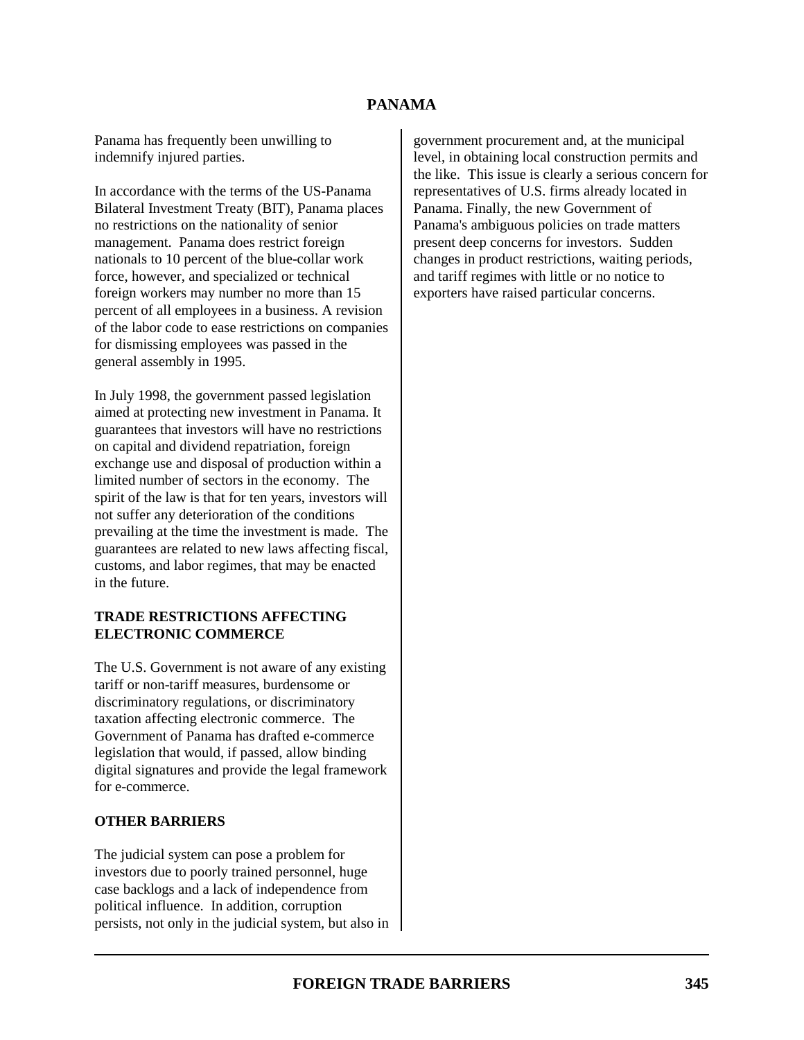Panama has frequently been unwilling to indemnify injured parties.

In accordance with the terms of the US-Panama Bilateral Investment Treaty (BIT), Panama places no restrictions on the nationality of senior management. Panama does restrict foreign nationals to 10 percent of the blue-collar work force, however, and specialized or technical foreign workers may number no more than 15 percent of all employees in a business. A revision of the labor code to ease restrictions on companies for dismissing employees was passed in the general assembly in 1995.

In July 1998, the government passed legislation aimed at protecting new investment in Panama. It guarantees that investors will have no restrictions on capital and dividend repatriation, foreign exchange use and disposal of production within a limited number of sectors in the economy. The spirit of the law is that for ten years, investors will not suffer any deterioration of the conditions prevailing at the time the investment is made. The guarantees are related to new laws affecting fiscal, customs, and labor regimes, that may be enacted in the future.

## TRADE RESTRICTIONS AFFECTING ELECTRONIC COMMERCE

The U.S. Government is not aware of any existing tariff or non-tariff measures, burdensome or discriminatory regulations, or discriminatory taxation affecting electronic commerce. The Government of Panama has drafted e-commerce legislation that would, if passed, allow binding digital signatures and provide the legal framework for e-commerce.

## OTHER BARRIERS

The judicial system can pose a problem for investors due to poorly trained personnel, huge case backlogs and a lack of independence from political influence. In addition, corruption persists, not only in the judicial system, but also in government procurement and, at the municipal level, in obtaining local construction permits and the like. This issue is clearly a serious concern for representatives of U.S. firms already located in Panama. Finally, the new Government of Panama's ambiguous policies on trade matters present deep concerns for investors. Sudden changes in product restrictions, waiting periods, and tariff regimes with little or no notice to exporters have raised particular concerns.